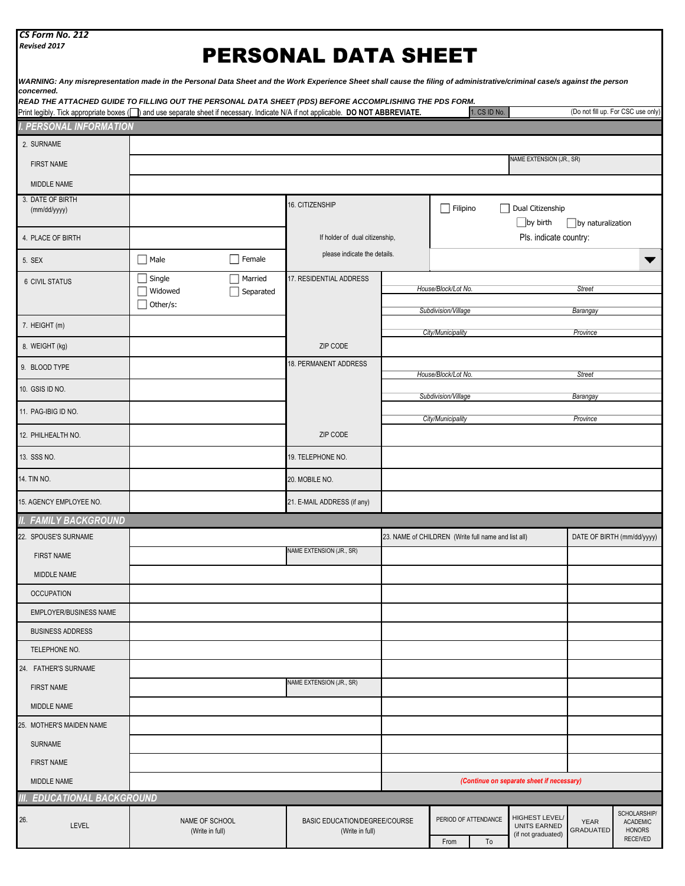*CS Form No. 212*
*Revised 2017*

# PERSONAL DATA SHEET

***WARNING: Any misrepresentation made in the Personal Data Sheet and the Work Experience Sheet shall cause the filing of administrative/criminal case/s against the person concerned.***

***READ THE ATTACHED GUIDE TO FILLING OUT THE PERSONAL DATA SHEET (PDS) BEFORE ACCOMPLISHING THE PDS FORM.***

Print legibly. Tick appropriate boxes ( ☐ ) and use separate sheet if necessary. Indicate N/A if not applicable. **DO NOT ABBREVIATE.**

| 1. CS ID No. | | (Do not fill up. For CSC use only) |
|---|---|---|

## I. PERSONAL INFORMATION

| | | | |
|---|---|---|---|
| 2. SURNAME | | | |
| FIRST NAME | | | NAME EXTENSION (JR., SR) |
| MIDDLE NAME | | | |

| | | | |
|---|---|---|---|
| 3. DATE OF BIRTH (mm/dd/yyyy) | | 16. CITIZENSHIP | ☐ Filipino ☐ Dual Citizenship ☐ by birth ☐ by naturalization |
| 4. PLACE OF BIRTH | | If holder of dual citizenship, please indicate the details. | Pls. indicate country: |
| 5. SEX | ☐ Male ☐ Female | | |
| 6 CIVIL STATUS | ☐ Single ☐ Married ☐ Widowed ☐ Separated ☐ Other/s: | 17. RESIDENTIAL ADDRESS | House/Block/Lot No. / Street / Subdivision/Village / Barangay / City/Municipality / Province |
| 7. HEIGHT (m) | | | |
| 8. WEIGHT (kg) | | ZIP CODE | |
| 9. BLOOD TYPE | | 18. PERMANENT ADDRESS | House/Block/Lot No. / Street / Subdivision/Village / Barangay / City/Municipality / Province |
| 10. GSIS ID NO. | | | |
| 11. PAG-IBIG ID NO. | | | |
| 12. PHILHEALTH NO. | | ZIP CODE | |
| 13. SSS NO. | | 19. TELEPHONE NO. | |
| 14. TIN NO. | | 20. MOBILE NO. | |
| 15. AGENCY EMPLOYEE NO. | | 21. E-MAIL ADDRESS (if any) | |

## II. FAMILY BACKGROUND

| | | | | |
|---|---|---|---|---|
| 22. SPOUSE'S SURNAME | | | 23. NAME of CHILDREN (Write full name and list all) | DATE OF BIRTH (mm/dd/yyyy) |
| FIRST NAME | | NAME EXTENSION (JR., SR) | | |
| MIDDLE NAME | | | | |
| OCCUPATION | | | | |
| EMPLOYER/BUSINESS NAME | | | | |
| BUSINESS ADDRESS | | | | |
| TELEPHONE NO. | | | | |
| 24. FATHER'S SURNAME | | | | |
| FIRST NAME | | NAME EXTENSION (JR., SR) | | |
| MIDDLE NAME | | | | |
| 25. MOTHER'S MAIDEN NAME | | | | |
| SURNAME | | | | |
| FIRST NAME | | | | |
| MIDDLE NAME | | | *(Continue on separate sheet if necessary)* | |

## III. EDUCATIONAL BACKGROUND

| 26. LEVEL | NAME OF SCHOOL (Write in full) | BASIC EDUCATION/DEGREE/COURSE (Write in full) | PERIOD OF ATTENDANCE | | HIGHEST LEVEL/ UNITS EARNED (if not graduated) | YEAR GRADUATED | SCHOLARSHIP/ ACADEMIC HONORS RECEIVED |
|---|---|---|---|---|---|---|---|
| | | | From | To | | | |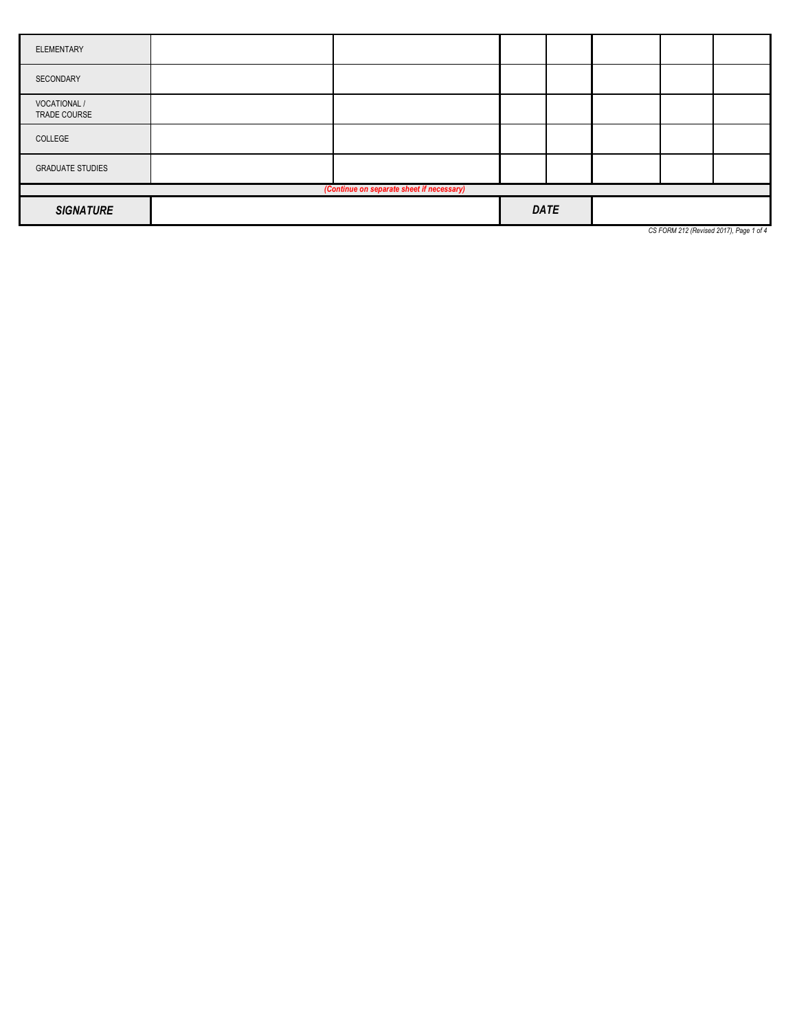| | | | | | | | |
|---|---|---|---|---|---|---|---|
| ELEMENTARY | | | | | | | |
| SECONDARY | | | | | | | |
| VOCATIONAL / TRADE COURSE | | | | | | | |
| COLLEGE | | | | | | | |
| GRADUATE STUDIES | | | | | | | |

*(Continue on separate sheet if necessary)*

| | | | |
|---|---|---|---|
| ***SIGNATURE*** | | ***DATE*** | |

*CS FORM 212 (Revised 2017), Page 1 of 4*